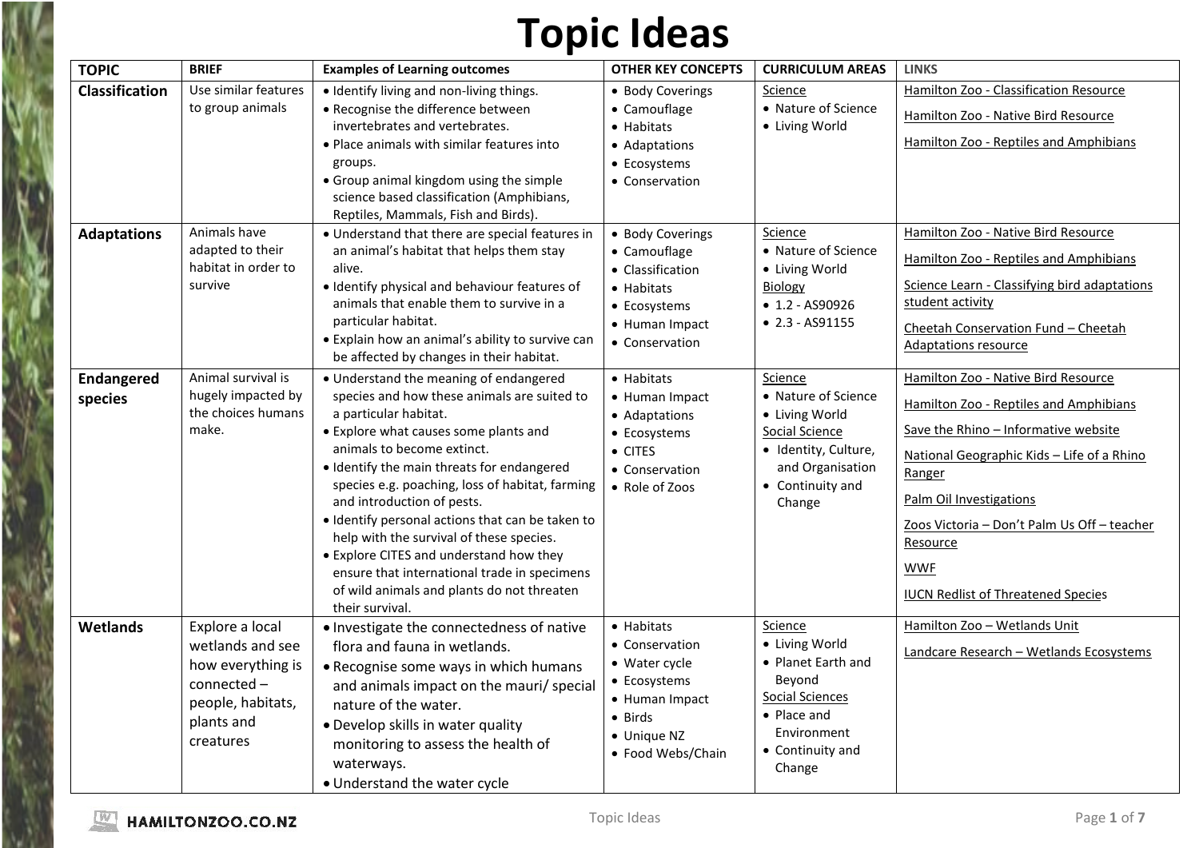# Topic Ideas

| TOPIC | BRIEF | Examples of Learning outcomes | OTHER KEY CONCEPTS | CURRICULUM AREAS | LINKS |
|---|---|---|---|---|---|
| **Classification** | Use similar features to group animals | • Identify living and non-living things.<br>• Recognise the difference between invertebrates and vertebrates.<br>• Place animals with similar features into groups.<br>• Group animal kingdom using the simple science based classification (Amphibians, Reptiles, Mammals, Fish and Birds). | • Body Coverings<br>• Camouflage<br>• Habitats<br>• Adaptations<br>• Ecosystems<br>• Conservation | Science<br>• Nature of Science<br>• Living World | Hamilton Zoo - Classification Resource<br>Hamilton Zoo - Native Bird Resource<br>Hamilton Zoo - Reptiles and Amphibians |
| **Adaptations** | Animals have adapted to their habitat in order to survive | • Understand that there are special features in an animal's habitat that helps them stay alive.<br>• Identify physical and behaviour features of animals that enable them to survive in a particular habitat.<br>• Explain how an animal's ability to survive can be affected by changes in their habitat. | • Body Coverings<br>• Camouflage<br>• Classification<br>• Habitats<br>• Ecosystems<br>• Human Impact<br>• Conservation | Science<br>• Nature of Science<br>• Living World<br>Biology<br>• 1.2 - AS90926<br>• 2.3 - AS91155 | Hamilton Zoo - Native Bird Resource<br>Hamilton Zoo - Reptiles and Amphibians<br>Science Learn - Classifying bird adaptations student activity<br>Cheetah Conservation Fund – Cheetah Adaptations resource |
| **Endangered species** | Animal survival is hugely impacted by the choices humans make. | • Understand the meaning of endangered species and how these animals are suited to a particular habitat.<br>• Explore what causes some plants and animals to become extinct.<br>• Identify the main threats for endangered species e.g. poaching, loss of habitat, farming and introduction of pests.<br>• Identify personal actions that can be taken to help with the survival of these species.<br>• Explore CITES and understand how they ensure that international trade in specimens of wild animals and plants do not threaten their survival. | • Habitats<br>• Human Impact<br>• Adaptations<br>• Ecosystems<br>• CITES<br>• Conservation<br>• Role of Zoos | Science<br>• Nature of Science<br>• Living World<br>Social Science<br>• Identity, Culture, and Organisation<br>• Continuity and Change | Hamilton Zoo - Native Bird Resource<br>Hamilton Zoo - Reptiles and Amphibians<br>Save the Rhino – Informative website<br>National Geographic Kids – Life of a Rhino Ranger<br>Palm Oil Investigations<br>Zoos Victoria – Don't Palm Us Off – teacher Resource<br>WWF<br>IUCN Redlist of Threatened Species |
| **Wetlands** | Explore a local wetlands and see how everything is connected – people, habitats, plants and creatures | • Investigate the connectedness of native flora and fauna in wetlands.<br>• Recognise some ways in which humans and animals impact on the mauri/ special nature of the water.<br>• Develop skills in water quality monitoring to assess the health of waterways.<br>• Understand the water cycle | • Habitats<br>• Conservation<br>• Water cycle<br>• Ecosystems<br>• Human Impact<br>• Birds<br>• Unique NZ<br>• Food Webs/Chain | Science<br>• Living World<br>• Planet Earth and Beyond<br>Social Sciences<br>• Place and Environment<br>• Continuity and Change | Hamilton Zoo – Wetlands Unit<br>Landcare Research – Wetlands Ecosystems |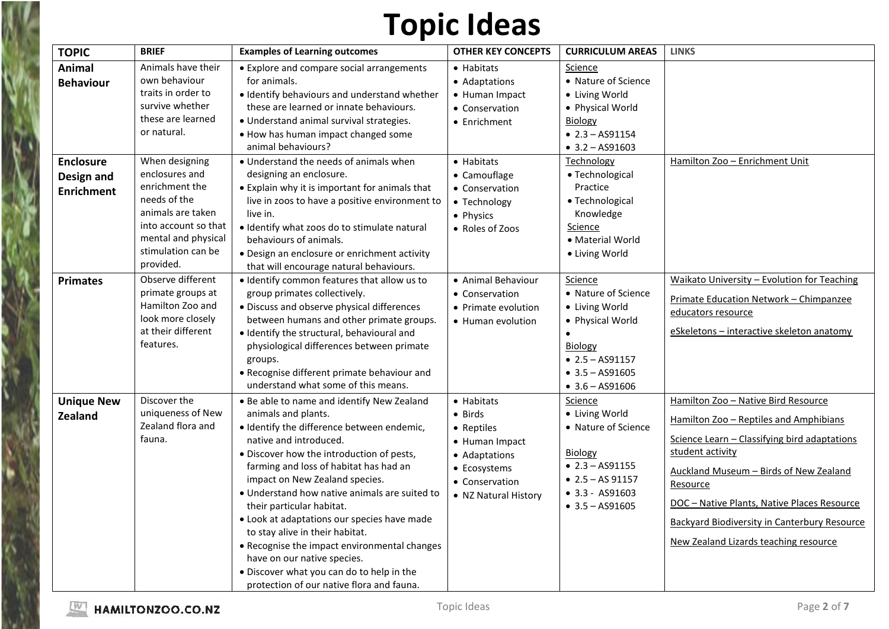# Topic Ideas

| TOPIC | BRIEF | Examples of Learning outcomes | OTHER KEY CONCEPTS | CURRICULUM AREAS | LINKS |
|---|---|---|---|---|---|
| **Animal Behaviour** | Animals have their own behaviour traits in order to survive whether these are learned or natural. | • Explore and compare social arrangements for animals.<br>• Identify behaviours and understand whether these are learned or innate behaviours.<br>• Understand animal survival strategies.<br>• How has human impact changed some animal behaviours? | • Habitats<br>• Adaptations<br>• Human Impact<br>• Conservation<br>• Enrichment | Science<br>• Nature of Science<br>• Living World<br>• Physical World<br>Biology<br>• 2.3 – AS91154<br>• 3.2 – AS91603 | |
| **Enclosure Design and Enrichment** | When designing enclosures and enrichment the needs of the animals are taken into account so that mental and physical stimulation can be provided. | • Understand the needs of animals when designing an enclosure.<br>• Explain why it is important for animals that live in zoos to have a positive environment to live in.<br>• Identify what zoos do to stimulate natural behaviours of animals.<br>• Design an enclosure or enrichment activity that will encourage natural behaviours. | • Habitats<br>• Camouflage<br>• Conservation<br>• Technology<br>• Physics<br>• Roles of Zoos | Technology<br>• Technological Practice<br>• Technological Knowledge<br>Science<br>• Material World<br>• Living World | Hamilton Zoo – Enrichment Unit |
| **Primates** | Observe different primate groups at Hamilton Zoo and look more closely at their different features. | • Identify common features that allow us to group primates collectively.<br>• Discuss and observe physical differences between humans and other primate groups.<br>• Identify the structural, behavioural and physiological differences between primate groups.<br>• Recognise different primate behaviour and understand what some of this means. | • Animal Behaviour<br>• Conservation<br>• Primate evolution<br>• Human evolution | Science<br>• Nature of Science<br>• Living World<br>• Physical World<br>•<br>Biology<br>• 2.5 – AS91157<br>• 3.5 – AS91605<br>• 3.6 – AS91606 | Waikato University – Evolution for Teaching<br>Primate Education Network – Chimpanzee educators resource<br>eSkeletons – interactive skeleton anatomy |
| **Unique New Zealand** | Discover the uniqueness of New Zealand flora and fauna. | • Be able to name and identify New Zealand animals and plants.<br>• Identify the difference between endemic, native and introduced.<br>• Discover how the introduction of pests, farming and loss of habitat has had an impact on New Zealand species.<br>• Understand how native animals are suited to their particular habitat.<br>• Look at adaptations our species have made to stay alive in their habitat.<br>• Recognise the impact environmental changes have on our native species.<br>• Discover what you can do to help in the protection of our native flora and fauna. | • Habitats<br>• Birds<br>• Reptiles<br>• Human Impact<br>• Adaptations<br>• Ecosystems<br>• Conservation<br>• NZ Natural History | Science<br>• Living World<br>• Nature of Science<br><br>Biology<br>• 2.3 – AS91155<br>• 2.5 – AS 91157<br>• 3.3 - AS91603<br>• 3.5 – AS91605 | Hamilton Zoo – Native Bird Resource<br>Hamilton Zoo – Reptiles and Amphibians<br>Science Learn – Classifying bird adaptations student activity<br>Auckland Museum – Birds of New Zealand Resource<br>DOC – Native Plants, Native Places Resource<br>Backyard Biodiversity in Canterbury Resource<br>New Zealand Lizards teaching resource |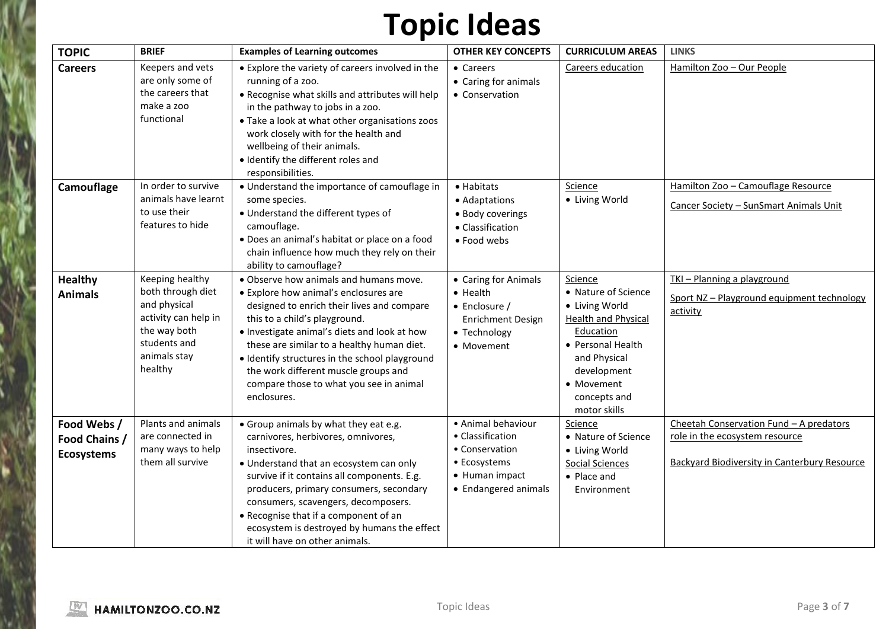# Topic Ideas

| TOPIC | BRIEF | Examples of Learning outcomes | OTHER KEY CONCEPTS | CURRICULUM AREAS | LINKS |
|---|---|---|---|---|---|
| **Careers** | Keepers and vets are only some of the careers that make a zoo functional | • Explore the variety of careers involved in the running of a zoo.<br>• Recognise what skills and attributes will help in the pathway to jobs in a zoo.<br>• Take a look at what other organisations zoos work closely with for the health and wellbeing of their animals.<br>• Identify the different roles and responsibilities. | • Careers<br>• Caring for animals<br>• Conservation | Careers education | Hamilton Zoo – Our People |
| **Camouflage** | In order to survive animals have learnt to use their features to hide | • Understand the importance of camouflage in some species.<br>• Understand the different types of camouflage.<br>• Does an animal's habitat or place on a food chain influence how much they rely on their ability to camouflage? | • Habitats<br>• Adaptations<br>• Body coverings<br>• Classification<br>• Food webs | Science<br>• Living World | Hamilton Zoo – Camouflage Resource<br><br>Cancer Society – SunSmart Animals Unit |
| **Healthy Animals** | Keeping healthy both through diet and physical activity can help in the way both students and animals stay healthy | • Observe how animals and humans move.<br>• Explore how animal's enclosures are designed to enrich their lives and compare this to a child's playground.<br>• Investigate animal's diets and look at how these are similar to a healthy human diet.<br>• Identify structures in the school playground the work different muscle groups and compare those to what you see in animal enclosures. | • Caring for Animals<br>• Health<br>• Enclosure / Enrichment Design<br>• Technology<br>• Movement | Science<br>• Nature of Science<br>• Living World<br>Health and Physical Education<br>• Personal Health and Physical development<br>• Movement concepts and motor skills | TKI – Planning a playground<br><br>Sport NZ – Playground equipment technology activity |
| **Food Webs / Food Chains / Ecosystems** | Plants and animals are connected in many ways to help them all survive | • Group animals by what they eat e.g. carnivores, herbivores, omnivores, insectivore.<br>• Understand that an ecosystem can only survive if it contains all components. E.g. producers, primary consumers, secondary consumers, scavengers, decomposers.<br>• Recognise that if a component of an ecosystem is destroyed by humans the effect it will have on other animals. | • Animal behaviour<br>• Classification<br>• Conservation<br>• Ecosystems<br>• Human impact<br>• Endangered animals | Science<br>• Nature of Science<br>• Living World<br>Social Sciences<br>• Place and Environment | Cheetah Conservation Fund – A predators role in the ecosystem resource<br><br>Backyard Biodiversity in Canterbury Resource |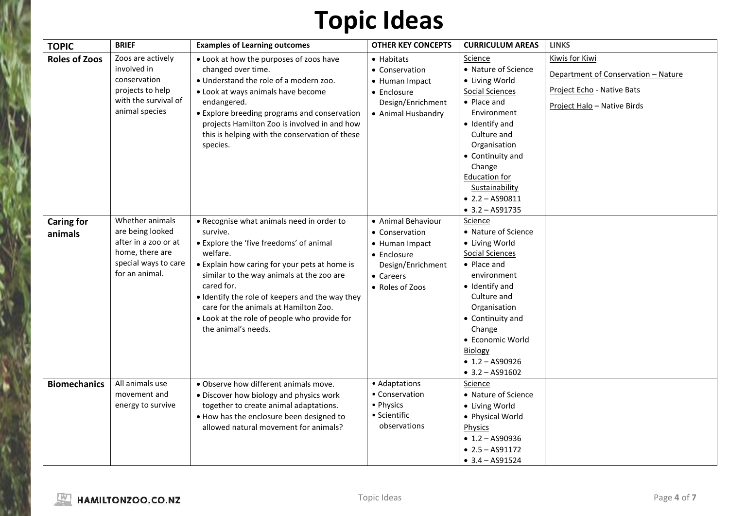# Topic Ideas

| TOPIC | BRIEF | Examples of Learning outcomes | OTHER KEY CONCEPTS | CURRICULUM AREAS | LINKS |
|---|---|---|---|---|---|
| **Roles of Zoos** | Zoos are actively involved in conservation projects to help with the survival of animal species | • Look at how the purposes of zoos have changed over time.<br>• Understand the role of a modern zoo.<br>• Look at ways animals have become endangered.<br>• Explore breeding programs and conservation projects Hamilton Zoo is involved in and how this is helping with the conservation of these species. | • Habitats<br>• Conservation<br>• Human Impact<br>• Enclosure Design/Enrichment<br>• Animal Husbandry | Science<br>• Nature of Science<br>• Living World<br>Social Sciences<br>• Place and Environment<br>• Identify and Culture and Organisation<br>• Continuity and Change<br>Education for Sustainability<br>• 2.2 – AS90811<br>• 3.2 – AS91735 | Kiwis for Kiwi<br>Department of Conservation – Nature<br>Project Echo - Native Bats<br>Project Halo – Native Birds |
| **Caring for animals** | Whether animals are being looked after in a zoo or at home, there are special ways to care for an animal. | • Recognise what animals need in order to survive.<br>• Explore the 'five freedoms' of animal welfare.<br>• Explain how caring for your pets at home is similar to the way animals at the zoo are cared for.<br>• Identify the role of keepers and the way they care for the animals at Hamilton Zoo.<br>• Look at the role of people who provide for the animal's needs. | • Animal Behaviour<br>• Conservation<br>• Human Impact<br>• Enclosure Design/Enrichment<br>• Careers<br>• Roles of Zoos | Science<br>• Nature of Science<br>• Living World<br>Social Sciences<br>• Place and environment<br>• Identify and Culture and Organisation<br>• Continuity and Change<br>• Economic World<br>Biology<br>• 1.2 – AS90926<br>• 3.2 – AS91602 | |
| **Biomechanics** | All animals use movement and energy to survive | • Observe how different animals move.<br>• Discover how biology and physics work together to create animal adaptations.<br>• How has the enclosure been designed to allowed natural movement for animals? | • Adaptations<br>• Conservation<br>• Physics<br>• Scientific observations | Science<br>• Nature of Science<br>• Living World<br>• Physical World<br>Physics<br>• 1.2 – AS90936<br>• 2.5 – AS91172<br>• 3.4 – AS91524 | |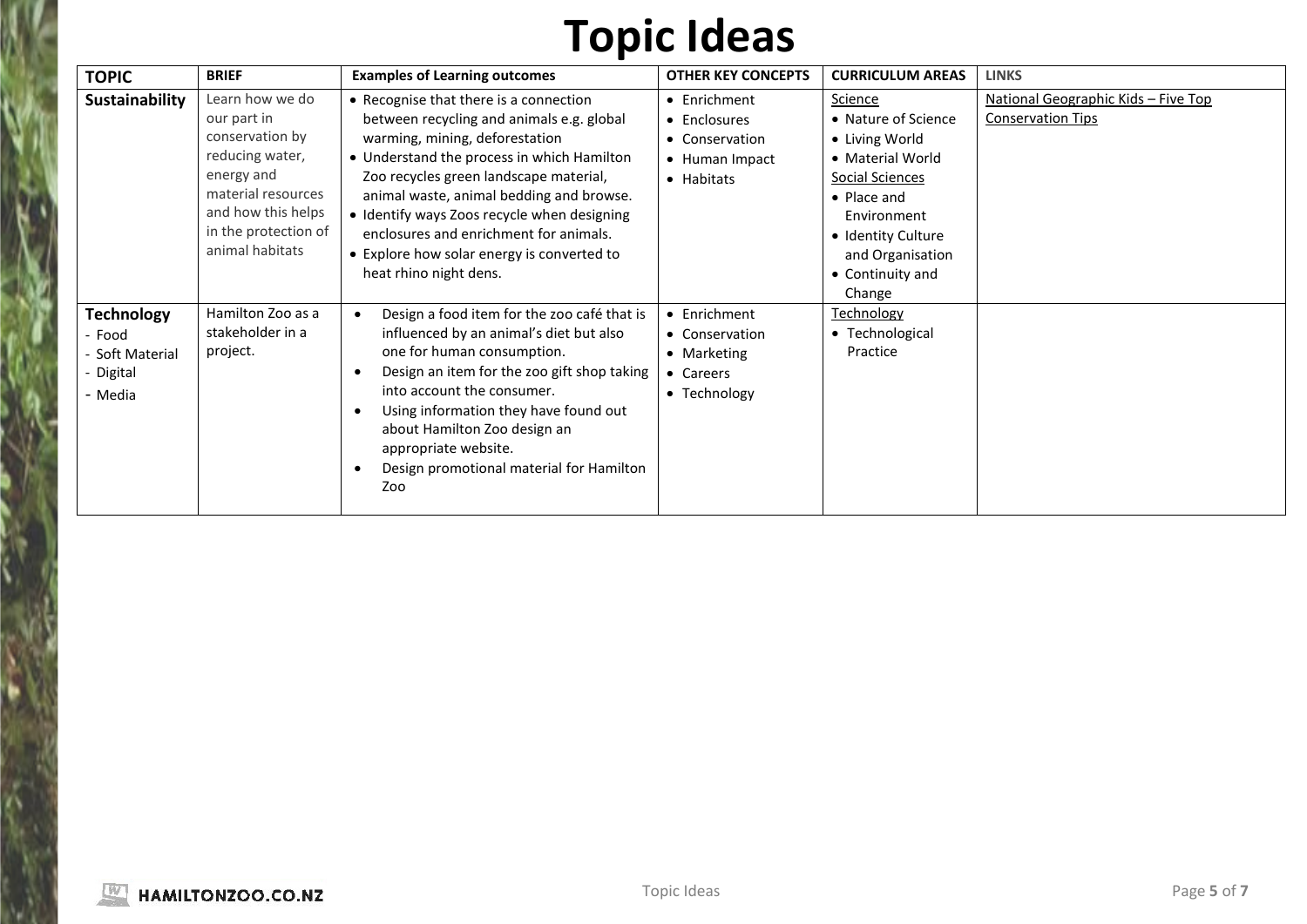# Topic Ideas

| TOPIC | BRIEF | Examples of Learning outcomes | OTHER KEY CONCEPTS | CURRICULUM AREAS | LINKS |
|---|---|---|---|---|---|
| **Sustainability** | Learn how we do our part in conservation by reducing water, energy and material resources and how this helps in the protection of animal habitats | • Recognise that there is a connection between recycling and animals e.g. global warming, mining, deforestation<br>• Understand the process in which Hamilton Zoo recycles green landscape material, animal waste, animal bedding and browse.<br>• Identify ways Zoos recycle when designing enclosures and enrichment for animals.<br>• Explore how solar energy is converted to heat rhino night dens. | • Enrichment<br>• Enclosures<br>• Conservation<br>• Human Impact<br>• Habitats | Science<br>• Nature of Science<br>• Living World<br>• Material World<br>Social Sciences<br>• Place and Environment<br>• Identity Culture and Organisation<br>• Continuity and Change | National Geographic Kids – Five Top Conservation Tips |
| **Technology**<br>- Food<br>- Soft Material<br>- Digital<br>- Media | Hamilton Zoo as a stakeholder in a project. | • Design a food item for the zoo café that is influenced by an animal's diet but also one for human consumption.<br>• Design an item for the zoo gift shop taking into account the consumer.<br>• Using information they have found out about Hamilton Zoo design an appropriate website.<br>• Design promotional material for Hamilton Zoo | • Enrichment<br>• Conservation<br>• Marketing<br>• Careers<br>• Technology | Technology<br>• Technological Practice | |